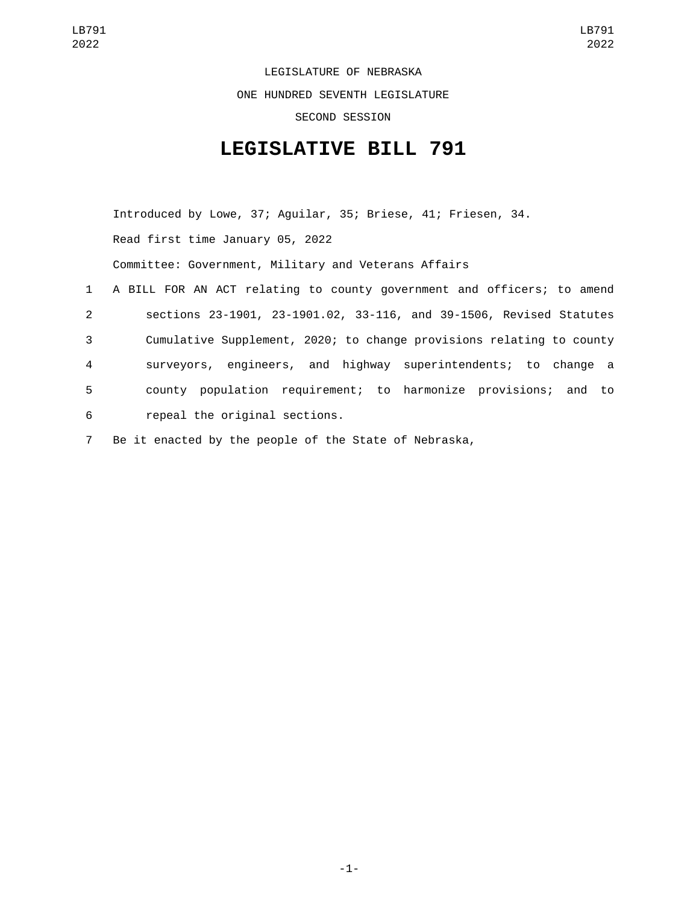LEGISLATURE OF NEBRASKA

ONE HUNDRED SEVENTH LEGISLATURE

SECOND SESSION

# LEGISLATIVE BILL 791

Introduced by Lowe, 37; Aguilar, 35; Briese, 41; Friesen, 34.

Read first time January 05, 2022

Committee: Government, Military and Veterans Affairs

1 A BILL FOR AN ACT relating to county government and officers; to amend
2 sections 23-1901, 23-1901.02, 33-116, and 39-1506, Revised Statutes
3 Cumulative Supplement, 2020; to change provisions relating to county
4 surveyors, engineers, and highway superintendents; to change a
5 county population requirement; to harmonize provisions; and to
6 repeal the original sections.

7 Be it enacted by the people of the State of Nebraska,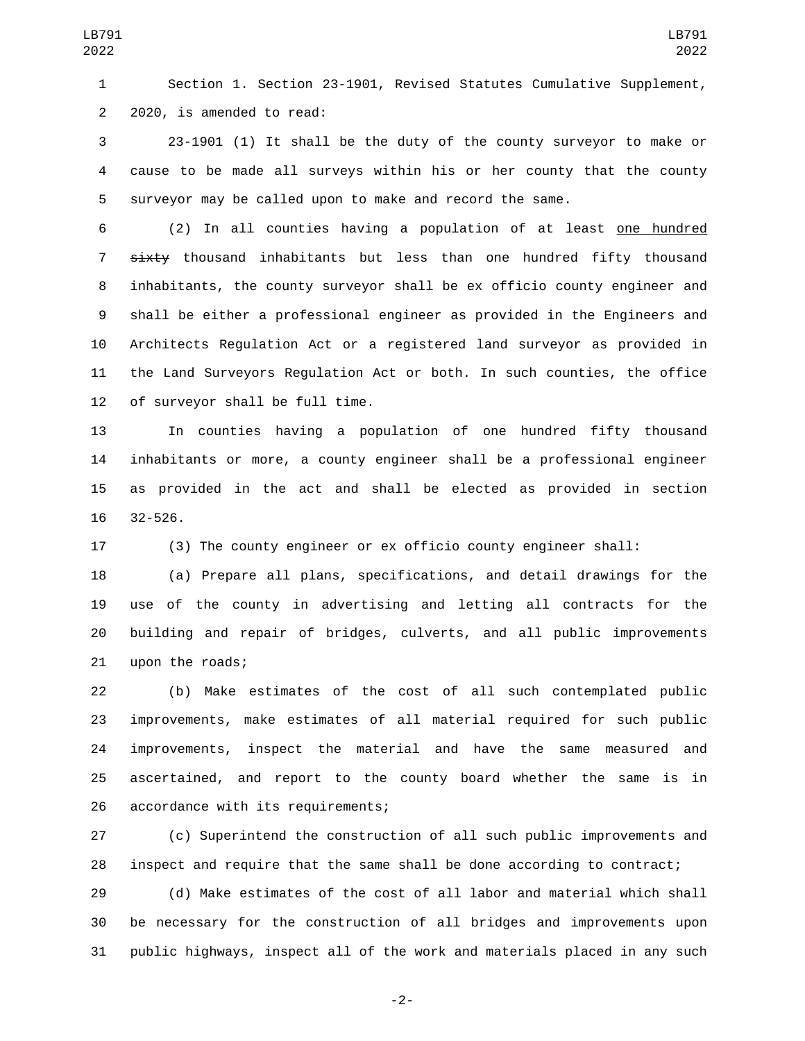Section 1. Section 23-1901, Revised Statutes Cumulative Supplement, 2020, is amended to read:

23-1901 (1) It shall be the duty of the county surveyor to make or cause to be made all surveys within his or her county that the county surveyor may be called upon to make and record the same.

(2) In all counties having a population of at least <u>one hundred</u> ~~sixty~~ thousand inhabitants but less than one hundred fifty thousand inhabitants, the county surveyor shall be ex officio county engineer and shall be either a professional engineer as provided in the Engineers and Architects Regulation Act or a registered land surveyor as provided in the Land Surveyors Regulation Act or both. In such counties, the office of surveyor shall be full time.

In counties having a population of one hundred fifty thousand inhabitants or more, a county engineer shall be a professional engineer as provided in the act and shall be elected as provided in section 32-526.

(3) The county engineer or ex officio county engineer shall:

(a) Prepare all plans, specifications, and detail drawings for the use of the county in advertising and letting all contracts for the building and repair of bridges, culverts, and all public improvements upon the roads;

(b) Make estimates of the cost of all such contemplated public improvements, make estimates of all material required for such public improvements, inspect the material and have the same measured and ascertained, and report to the county board whether the same is in accordance with its requirements;

(c) Superintend the construction of all such public improvements and inspect and require that the same shall be done according to contract;

(d) Make estimates of the cost of all labor and material which shall be necessary for the construction of all bridges and improvements upon public highways, inspect all of the work and materials placed in any such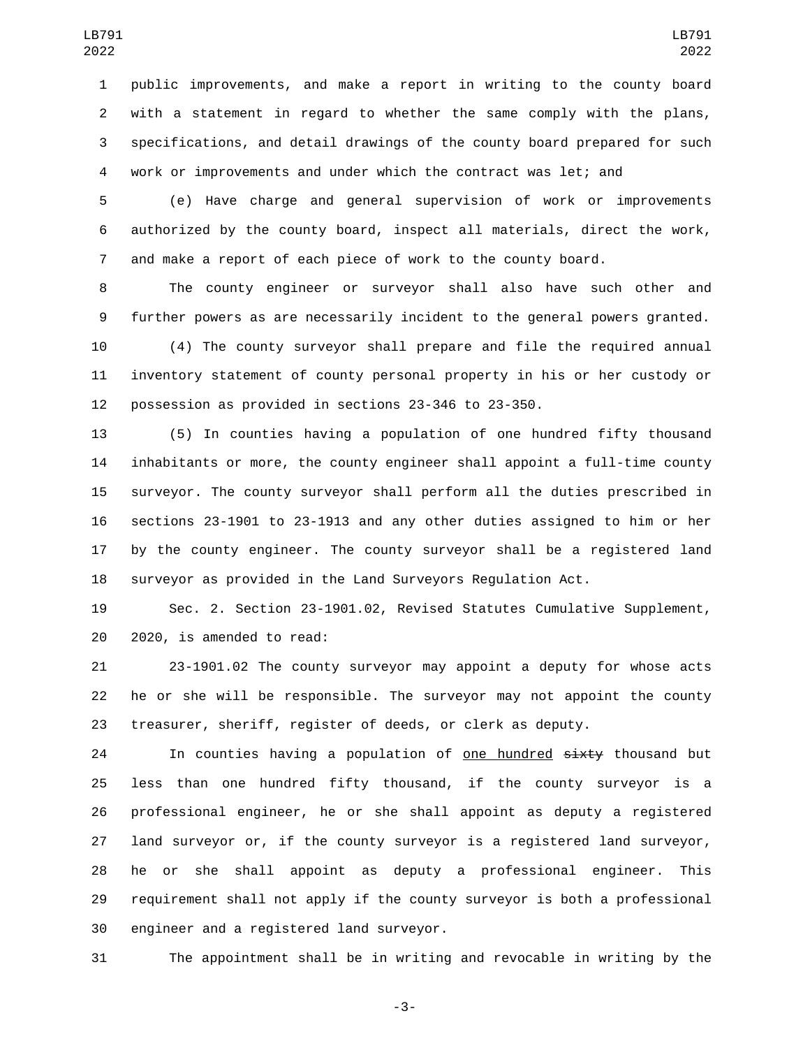public improvements, and make a report in writing to the county board with a statement in regard to whether the same comply with the plans, specifications, and detail drawings of the county board prepared for such work or improvements and under which the contract was let; and

(e) Have charge and general supervision of work or improvements authorized by the county board, inspect all materials, direct the work, and make a report of each piece of work to the county board.

The county engineer or surveyor shall also have such other and further powers as are necessarily incident to the general powers granted.

(4) The county surveyor shall prepare and file the required annual inventory statement of county personal property in his or her custody or possession as provided in sections 23-346 to 23-350.

(5) In counties having a population of one hundred fifty thousand inhabitants or more, the county engineer shall appoint a full-time county surveyor. The county surveyor shall perform all the duties prescribed in sections 23-1901 to 23-1913 and any other duties assigned to him or her by the county engineer. The county surveyor shall be a registered land surveyor as provided in the Land Surveyors Regulation Act.

Sec. 2. Section 23-1901.02, Revised Statutes Cumulative Supplement, 2020, is amended to read:

23-1901.02 The county surveyor may appoint a deputy for whose acts he or she will be responsible. The surveyor may not appoint the county treasurer, sheriff, register of deeds, or clerk as deputy.

In counties having a population of <u>one hundred</u> ~~sixty~~ thousand but less than one hundred fifty thousand, if the county surveyor is a professional engineer, he or she shall appoint as deputy a registered land surveyor or, if the county surveyor is a registered land surveyor, he or she shall appoint as deputy a professional engineer. This requirement shall not apply if the county surveyor is both a professional engineer and a registered land surveyor.

The appointment shall be in writing and revocable in writing by the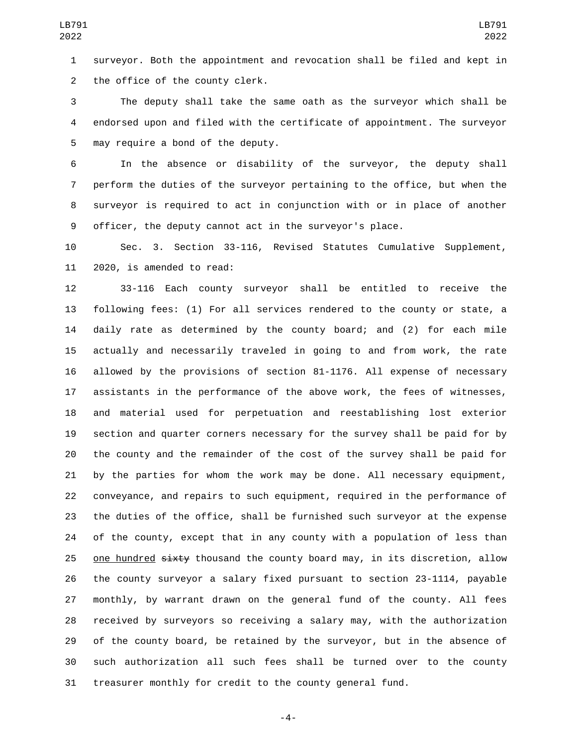surveyor. Both the appointment and revocation shall be filed and kept in the office of the county clerk.

The deputy shall take the same oath as the surveyor which shall be endorsed upon and filed with the certificate of appointment. The surveyor may require a bond of the deputy.

In the absence or disability of the surveyor, the deputy shall perform the duties of the surveyor pertaining to the office, but when the surveyor is required to act in conjunction with or in place of another officer, the deputy cannot act in the surveyor's place.

Sec. 3. Section 33-116, Revised Statutes Cumulative Supplement, 2020, is amended to read:

33-116 Each county surveyor shall be entitled to receive the following fees: (1) For all services rendered to the county or state, a daily rate as determined by the county board; and (2) for each mile actually and necessarily traveled in going to and from work, the rate allowed by the provisions of section 81-1176. All expense of necessary assistants in the performance of the above work, the fees of witnesses, and material used for perpetuation and reestablishing lost exterior section and quarter corners necessary for the survey shall be paid for by the county and the remainder of the cost of the survey shall be paid for by the parties for whom the work may be done. All necessary equipment, conveyance, and repairs to such equipment, required in the performance of the duties of the office, shall be furnished such surveyor at the expense of the county, except that in any county with a population of less than one hundred ~~sixty~~ thousand the county board may, in its discretion, allow the county surveyor a salary fixed pursuant to section 23-1114, payable monthly, by warrant drawn on the general fund of the county. All fees received by surveyors so receiving a salary may, with the authorization of the county board, be retained by the surveyor, but in the absence of such authorization all such fees shall be turned over to the county treasurer monthly for credit to the county general fund.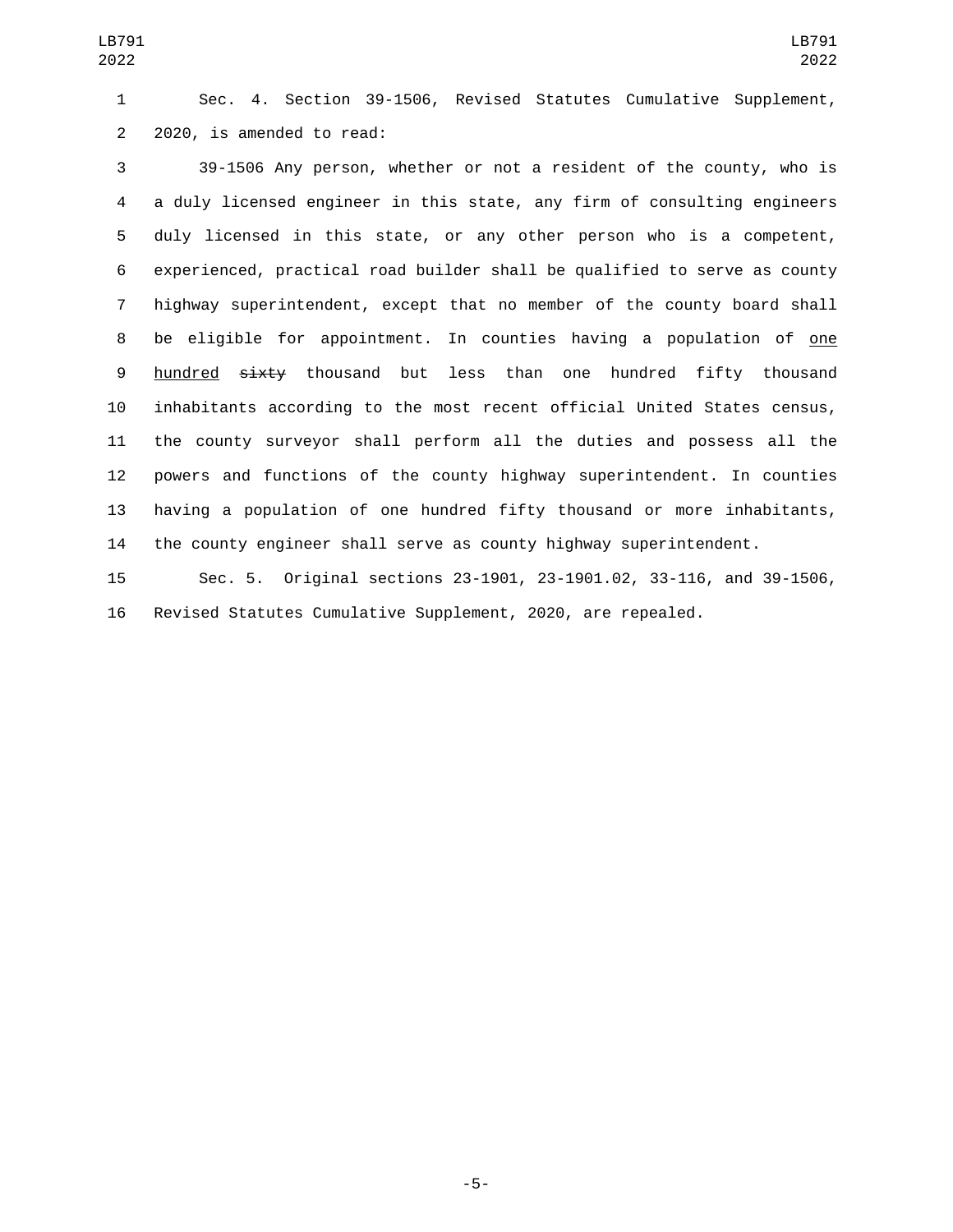Sec. 4. Section 39-1506, Revised Statutes Cumulative Supplement, 2020, is amended to read:

39-1506 Any person, whether or not a resident of the county, who is a duly licensed engineer in this state, any firm of consulting engineers duly licensed in this state, or any other person who is a competent, experienced, practical road builder shall be qualified to serve as county highway superintendent, except that no member of the county board shall be eligible for appointment. In counties having a population of one hundred ~~sixty~~ thousand but less than one hundred fifty thousand inhabitants according to the most recent official United States census, the county surveyor shall perform all the duties and possess all the powers and functions of the county highway superintendent. In counties having a population of one hundred fifty thousand or more inhabitants, the county engineer shall serve as county highway superintendent.

Sec. 5. Original sections 23-1901, 23-1901.02, 33-116, and 39-1506, Revised Statutes Cumulative Supplement, 2020, are repealed.